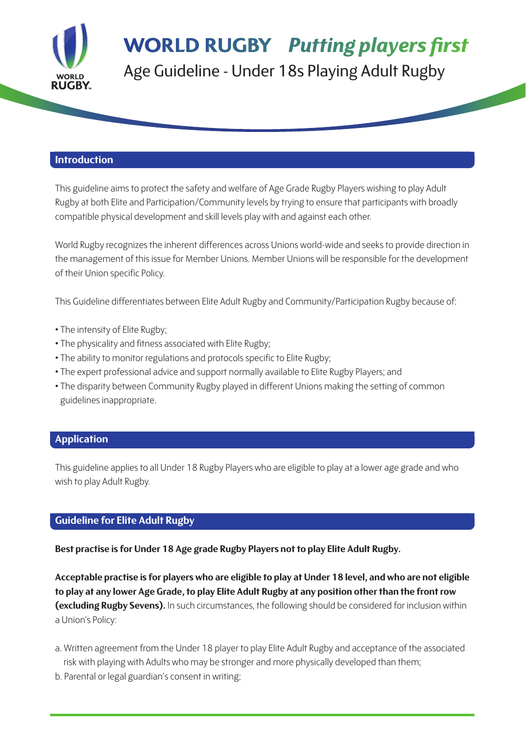# WORLD RUGBY *Putting players first*

## Age Guideline - Under 18s Playing Adult Rugby

### Introduction

This guideline aims to protect the safety and welfare of Age Grade Rugby Players wishing to play Adult Rugby at both Elite and Participation/Community levels by trying to ensure that participants with broadly compatible physical development and skill levels play with and against each other.

World Rugby recognizes the inherent differences across Unions world-wide and seeks to provide direction in the management of this issue for Member Unions. Member Unions will be responsible for the development of their Union specific Policy.

This Guideline differentiates between Elite Adult Rugby and Community/Participation Rugby because of:

- The intensity of Elite Rugby;
- The physicality and fitness associated with Elite Rugby;
- The ability to monitor regulations and protocols specific to Elite Rugby;
- The expert professional advice and support normally available to Elite Rugby Players; and
- The disparity between Community Rugby played in different Unions making the setting of common guidelines inappropriate.

### Application

This guideline applies to all Under 18 Rugby Players who are eligible to play at a lower age grade and who wish to play Adult Rugby.

### Guideline for Elite Adult Rugby

**Best practise is for Under 18 Age grade Rugby Players not to play Elite Adult Rugby.**

**Acceptable practise is for players who are eligible to play at Under 18 level, and who are not eligible to play at any lower Age Grade, to play Elite Adult Rugby at any position other than the front row (excluding Rugby Sevens).** In such circumstances, the following should be considered for inclusion within a Union's Policy:

a. Written agreement from the Under 18 player to play Elite Adult Rugby and acceptance of the associated risk with playing with Adults who may be stronger and more physically developed than them;
b. Parental or legal guardian's consent in writing;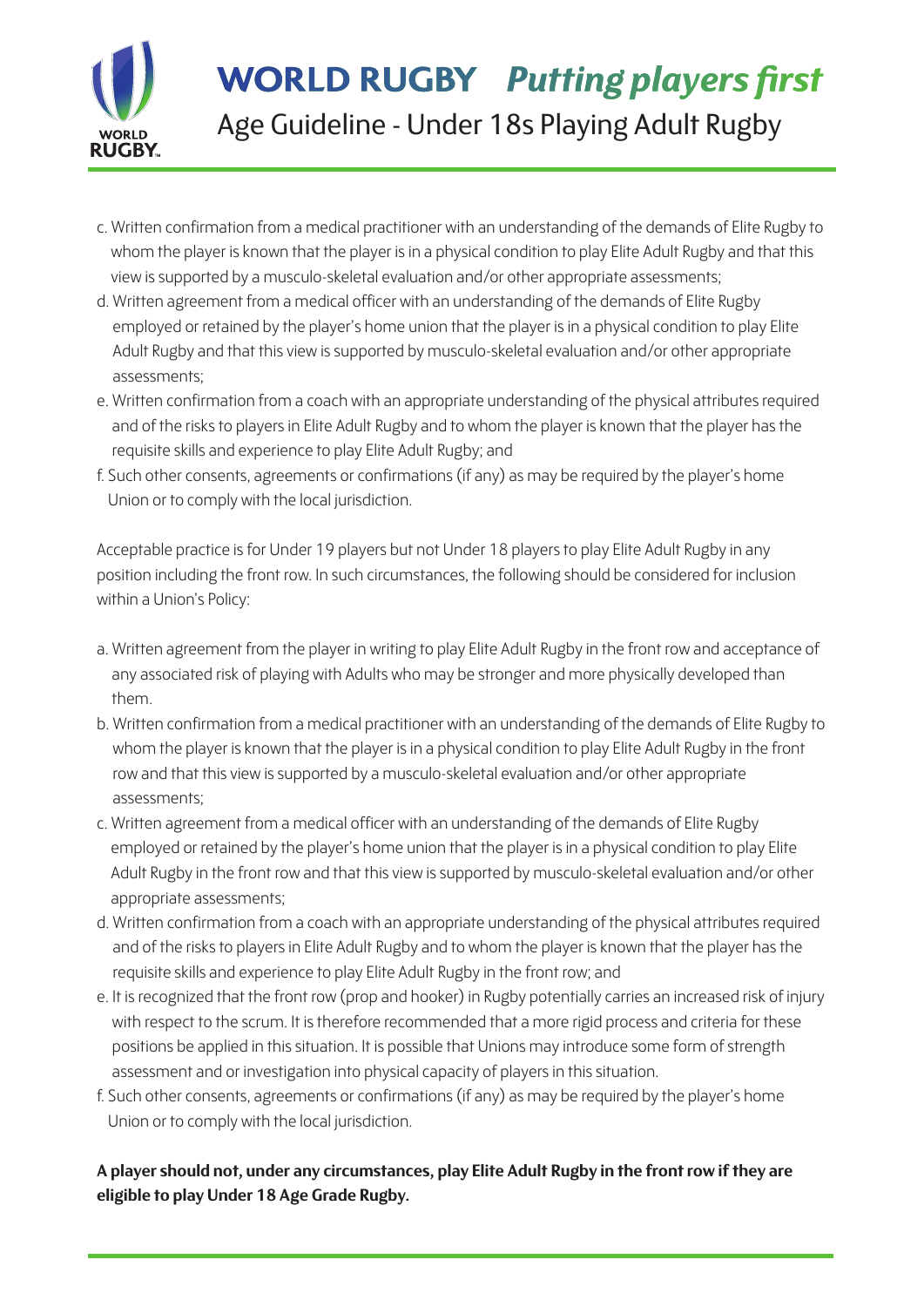c. Written confirmation from a medical practitioner with an understanding of the demands of Elite Rugby to whom the player is known that the player is in a physical condition to play Elite Adult Rugby and that this view is supported by a musculo-skeletal evaluation and/or other appropriate assessments;

d. Written agreement from a medical officer with an understanding of the demands of Elite Rugby employed or retained by the player's home union that the player is in a physical condition to play Elite Adult Rugby and that this view is supported by musculo-skeletal evaluation and/or other appropriate assessments;

e. Written confirmation from a coach with an appropriate understanding of the physical attributes required and of the risks to players in Elite Adult Rugby and to whom the player is known that the player has the requisite skills and experience to play Elite Adult Rugby; and

f. Such other consents, agreements or confirmations (if any) as may be required by the player's home Union or to comply with the local jurisdiction.

Acceptable practice is for Under 19 players but not Under 18 players to play Elite Adult Rugby in any position including the front row. In such circumstances, the following should be considered for inclusion within a Union's Policy:

a. Written agreement from the player in writing to play Elite Adult Rugby in the front row and acceptance of any associated risk of playing with Adults who may be stronger and more physically developed than them.

b. Written confirmation from a medical practitioner with an understanding of the demands of Elite Rugby to whom the player is known that the player is in a physical condition to play Elite Adult Rugby in the front row and that this view is supported by a musculo-skeletal evaluation and/or other appropriate assessments;

c. Written agreement from a medical officer with an understanding of the demands of Elite Rugby employed or retained by the player's home union that the player is in a physical condition to play Elite Adult Rugby in the front row and that this view is supported by musculo-skeletal evaluation and/or other appropriate assessments;

d. Written confirmation from a coach with an appropriate understanding of the physical attributes required and of the risks to players in Elite Adult Rugby and to whom the player is known that the player has the requisite skills and experience to play Elite Adult Rugby in the front row; and

e. It is recognized that the front row (prop and hooker) in Rugby potentially carries an increased risk of injury with respect to the scrum. It is therefore recommended that a more rigid process and criteria for these positions be applied in this situation. It is possible that Unions may introduce some form of strength assessment and or investigation into physical capacity of players in this situation.

f. Such other consents, agreements or confirmations (if any) as may be required by the player's home Union or to comply with the local jurisdiction.

**A player should not, under any circumstances, play Elite Adult Rugby in the front row if they are eligible to play Under 18 Age Grade Rugby.**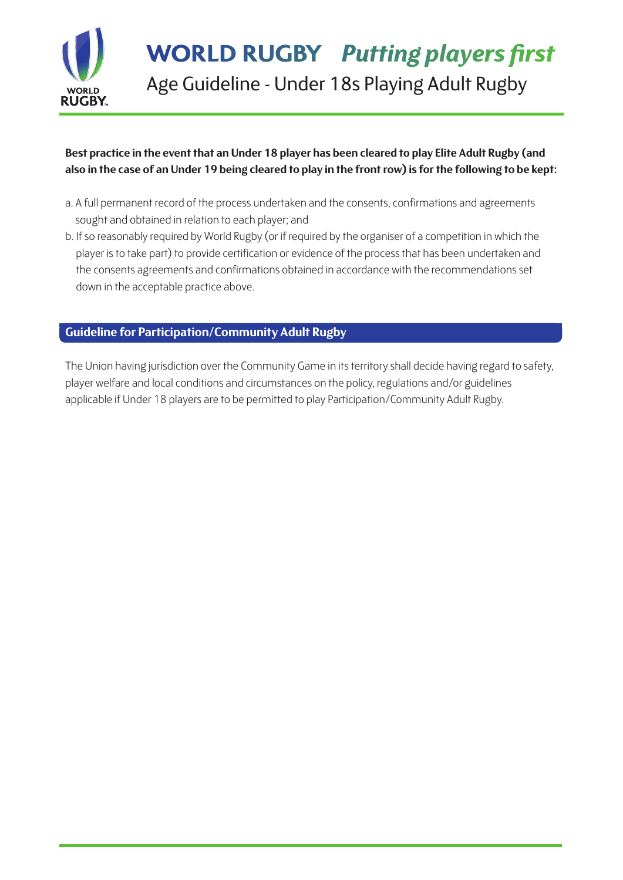**Best practice in the event that an Under 18 player has been cleared to play Elite Adult Rugby (and also in the case of an Under 19 being cleared to play in the front row) is for the following to be kept:**

a. A full permanent record of the process undertaken and the consents, confirmations and agreements sought and obtained in relation to each player; and

b. If so reasonably required by World Rugby (or if required by the organiser of a competition in which the player is to take part) to provide certification or evidence of the process that has been undertaken and the consents agreements and confirmations obtained in accordance with the recommendations set down in the acceptable practice above.

## Guideline for Participation/Community Adult Rugby

The Union having jurisdiction over the Community Game in its territory shall decide having regard to safety, player welfare and local conditions and circumstances on the policy, regulations and/or guidelines applicable if Under 18 players are to be permitted to play Participation/Community Adult Rugby.